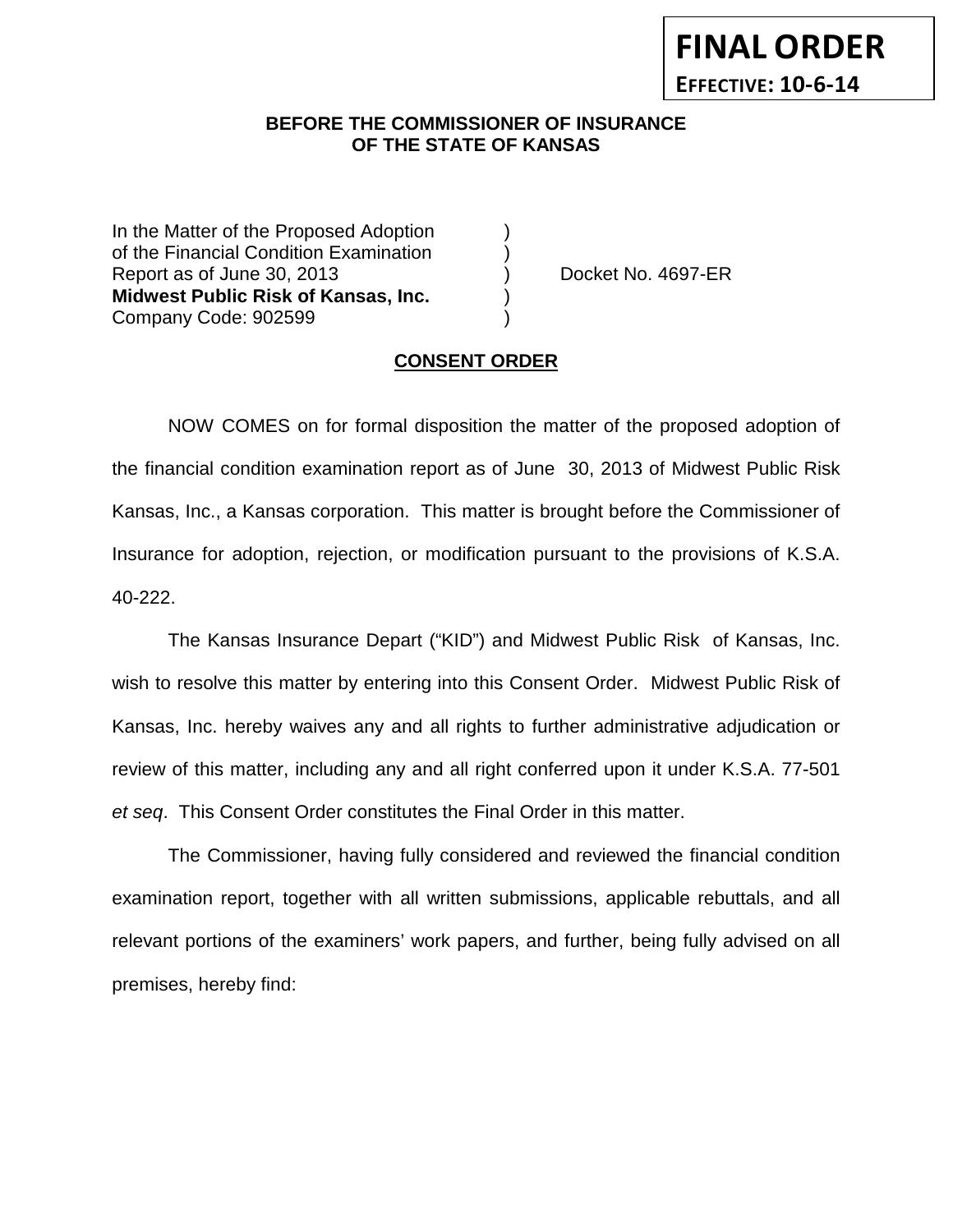**FINAL ORDER**
**EFFECTIVE: 10-6-14**

**BEFORE THE COMMISSIONER OF INSURANCE**
**OF THE STATE OF KANSAS**

| | | |
|---|---|---|
| In the Matter of the Proposed Adoption | ) | |
| of the Financial Condition Examination | ) | |
| Report as of June 30, 2013 | ) | Docket No. 4697-ER |
| **Midwest Public Risk of Kansas, Inc.** | ) | |
| Company Code: 902599 | ) | |

**CONSENT ORDER**

NOW COMES on for formal disposition the matter of the proposed adoption of the financial condition examination report as of June 30, 2013 of Midwest Public Risk Kansas, Inc., a Kansas corporation. This matter is brought before the Commissioner of Insurance for adoption, rejection, or modification pursuant to the provisions of K.S.A. 40-222.

The Kansas Insurance Depart ("KID") and Midwest Public Risk of Kansas, Inc. wish to resolve this matter by entering into this Consent Order. Midwest Public Risk of Kansas, Inc. hereby waives any and all rights to further administrative adjudication or review of this matter, including any and all right conferred upon it under K.S.A. 77-501 *et seq*. This Consent Order constitutes the Final Order in this matter.

The Commissioner, having fully considered and reviewed the financial condition examination report, together with all written submissions, applicable rebuttals, and all relevant portions of the examiners' work papers, and further, being fully advised on all premises, hereby find: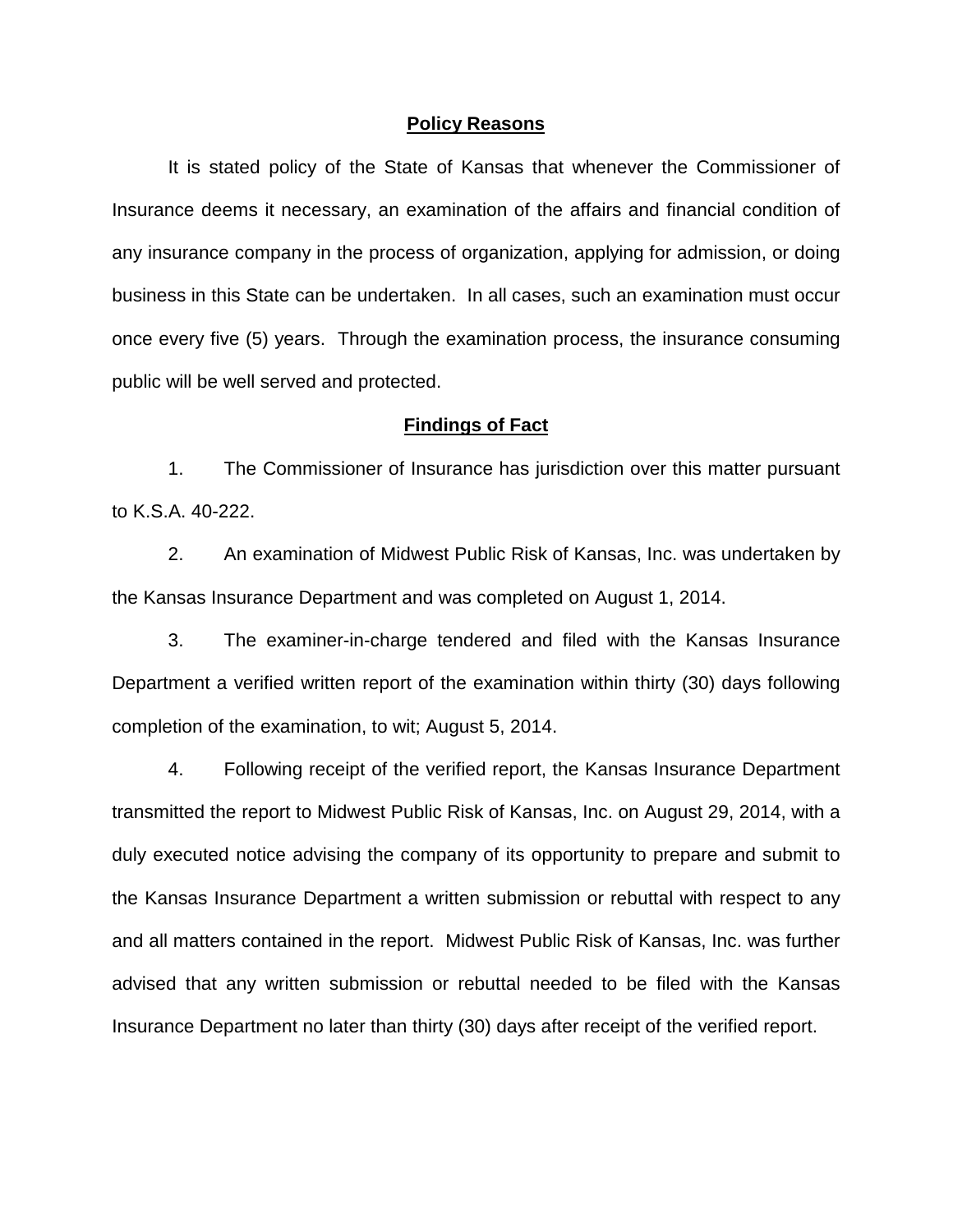## Policy Reasons

It is stated policy of the State of Kansas that whenever the Commissioner of Insurance deems it necessary, an examination of the affairs and financial condition of any insurance company in the process of organization, applying for admission, or doing business in this State can be undertaken. In all cases, such an examination must occur once every five (5) years. Through the examination process, the insurance consuming public will be well served and protected.

## Findings of Fact

1. The Commissioner of Insurance has jurisdiction over this matter pursuant to K.S.A. 40-222.

2. An examination of Midwest Public Risk of Kansas, Inc. was undertaken by the Kansas Insurance Department and was completed on August 1, 2014.

3. The examiner-in-charge tendered and filed with the Kansas Insurance Department a verified written report of the examination within thirty (30) days following completion of the examination, to wit; August 5, 2014.

4. Following receipt of the verified report, the Kansas Insurance Department transmitted the report to Midwest Public Risk of Kansas, Inc. on August 29, 2014, with a duly executed notice advising the company of its opportunity to prepare and submit to the Kansas Insurance Department a written submission or rebuttal with respect to any and all matters contained in the report. Midwest Public Risk of Kansas, Inc. was further advised that any written submission or rebuttal needed to be filed with the Kansas Insurance Department no later than thirty (30) days after receipt of the verified report.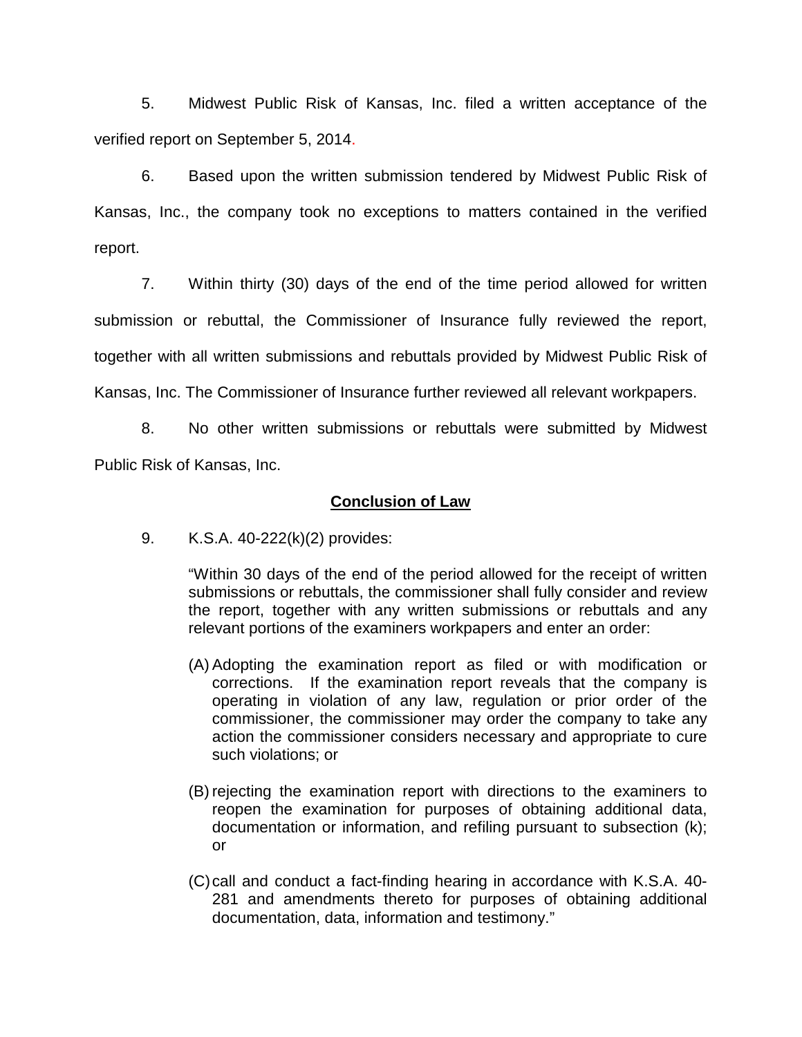5. Midwest Public Risk of Kansas, Inc. filed a written acceptance of the verified report on September 5, 2014.

6. Based upon the written submission tendered by Midwest Public Risk of Kansas, Inc., the company took no exceptions to matters contained in the verified report.

7. Within thirty (30) days of the end of the time period allowed for written submission or rebuttal, the Commissioner of Insurance fully reviewed the report, together with all written submissions and rebuttals provided by Midwest Public Risk of Kansas, Inc. The Commissioner of Insurance further reviewed all relevant workpapers.

8. No other written submissions or rebuttals were submitted by Midwest Public Risk of Kansas, Inc.

## **Conclusion of Law**

9. K.S.A. 40-222(k)(2) provides:

> "Within 30 days of the end of the period allowed for the receipt of written submissions or rebuttals, the commissioner shall fully consider and review the report, together with any written submissions or rebuttals and any relevant portions of the examiners workpapers and enter an order:
>
> (A) Adopting the examination report as filed or with modification or corrections. If the examination report reveals that the company is operating in violation of any law, regulation or prior order of the commissioner, the commissioner may order the company to take any action the commissioner considers necessary and appropriate to cure such violations; or
>
> (B) rejecting the examination report with directions to the examiners to reopen the examination for purposes of obtaining additional data, documentation or information, and refiling pursuant to subsection (k); or
>
> (C) call and conduct a fact-finding hearing in accordance with K.S.A. 40-281 and amendments thereto for purposes of obtaining additional documentation, data, information and testimony."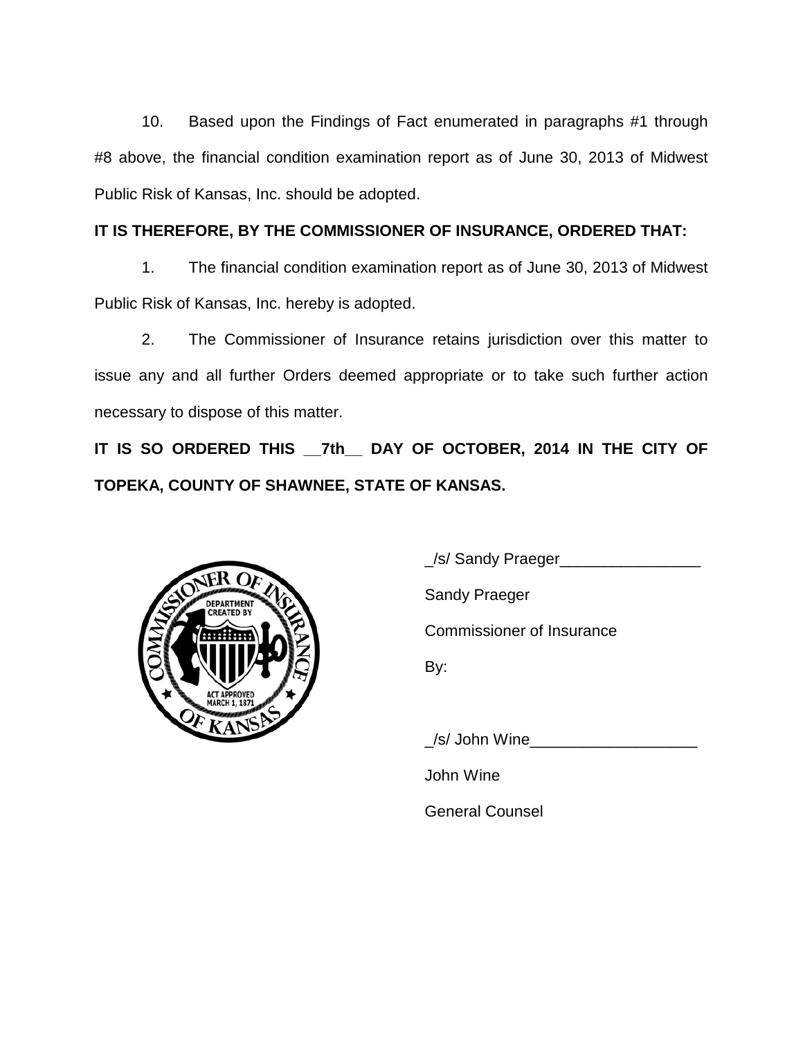10. Based upon the Findings of Fact enumerated in paragraphs #1 through #8 above, the financial condition examination report as of June 30, 2013 of Midwest Public Risk of Kansas, Inc. should be adopted.

**IT IS THEREFORE, BY THE COMMISSIONER OF INSURANCE, ORDERED THAT:**

1. The financial condition examination report as of June 30, 2013 of Midwest Public Risk of Kansas, Inc. hereby is adopted.

2. The Commissioner of Insurance retains jurisdiction over this matter to issue any and all further Orders deemed appropriate or to take such further action necessary to dispose of this matter.

**IT IS SO ORDERED THIS __7th__ DAY OF OCTOBER, 2014 IN THE CITY OF TOPEKA, COUNTY OF SHAWNEE, STATE OF KANSAS.**

_/s/ Sandy Praeger________________

Sandy Praeger

Commissioner of Insurance

By:

_/s/ John Wine___________________

John Wine

General Counsel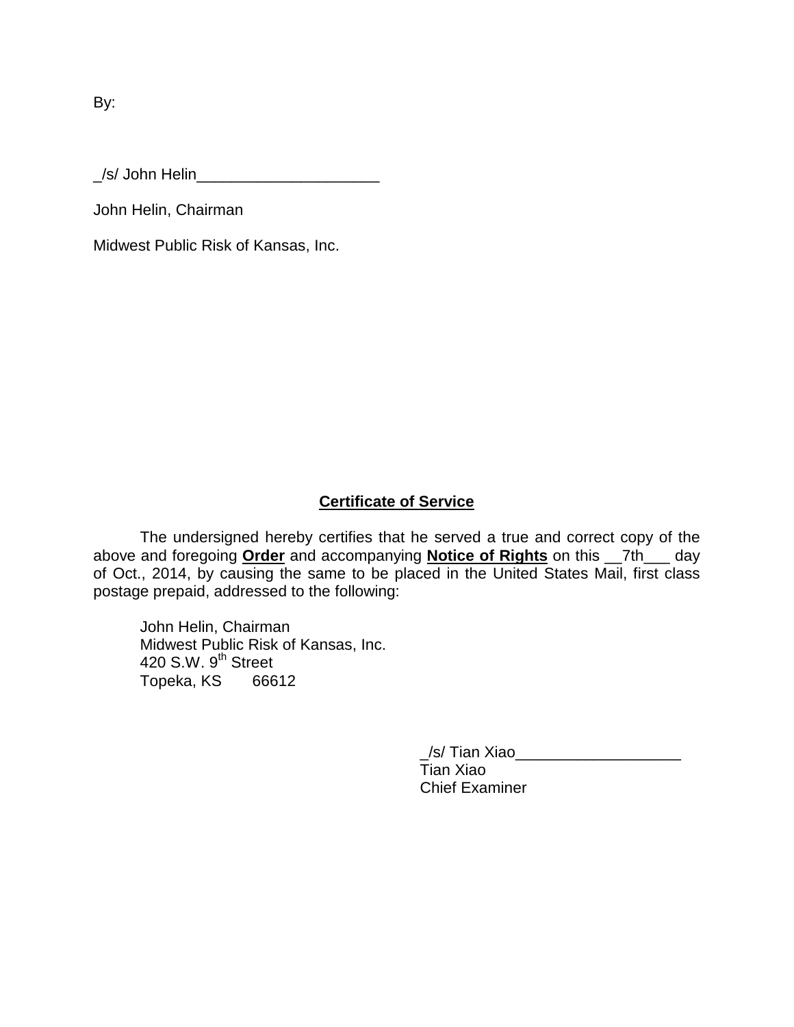By:

_/s/ John Helin_____________________

John Helin, Chairman

Midwest Public Risk of Kansas, Inc.

## **Certificate of Service**

The undersigned hereby certifies that he served a true and correct copy of the above and foregoing **Order** and accompanying **Notice of Rights** on this __7th___ day of Oct., 2014, by causing the same to be placed in the United States Mail, first class postage prepaid, addressed to the following:

John Helin, Chairman
Midwest Public Risk of Kansas, Inc.
420 S.W. 9th Street
Topeka, KS 66612

_/s/ Tian Xiao___________________
Tian Xiao
Chief Examiner